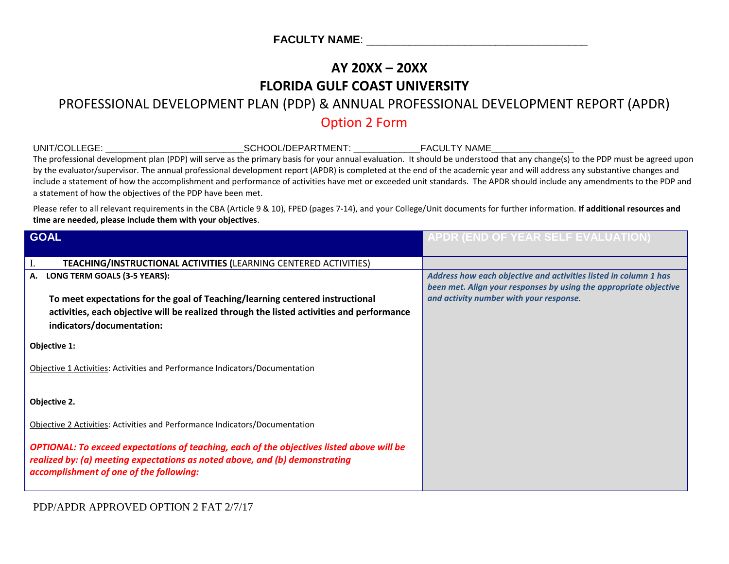**FACULTY NAME**: ___________________________________

# AY 20XX – 20XX

# FLORIDA GULF COAST UNIVERSITY

## PROFESSIONAL DEVELOPMENT PLAN (PDP) & ANNUAL PROFESSIONAL DEVELOPMENT REPORT (APDR)

## Option 2 Form

UNIT/COLLEGE: ___________________________SCHOOL/DEPARTMENT: ____________FACULTY NAME_______________

The professional development plan (PDP) will serve as the primary basis for your annual evaluation. It should be understood that any change(s) to the PDP must be agreed upon by the evaluator/supervisor. The annual professional development report (APDR) is completed at the end of the academic year and will address any substantive changes and include a statement of how the accomplishment and performance of activities have met or exceeded unit standards. The APDR should include any amendments to the PDP and a statement of how the objectives of the PDP have been met.

Please refer to all relevant requirements in the CBA (Article 9 & 10), FPED (pages 7-14), and your College/Unit documents for further information. **If additional resources and time are needed, please include them with your objectives**.

| GOAL | APDR (END OF YEAR SELF EVALUATION) |
|---|---|
| I. **TEACHING/INSTRUCTIONAL ACTIVITIES (**LEARNING CENTERED ACTIVITIES) | |
| **A. LONG TERM GOALS (3-5 YEARS):**<br><br>**To meet expectations for the goal of Teaching/learning centered instructional activities, each objective will be realized through the listed activities and performance indicators/documentation:**<br><br>**Objective 1:**<br><br><u>Objective 1 Activities</u>: Activities and Performance Indicators/Documentation<br><br>**Objective 2.**<br><br><u>Objective 2 Activities</u>: Activities and Performance Indicators/Documentation<br><br>***OPTIONAL: To exceed expectations of teaching, each of the objectives listed above will be realized by: (a) meeting expectations as noted above, and (b) demonstrating accomplishment of one of the following:*** | ***Address how each objective and activities listed in column 1 has been met. Align your responses by using the appropriate objective and activity number with your response.*** |

PDP/APDR APPROVED OPTION 2 FAT 2/7/17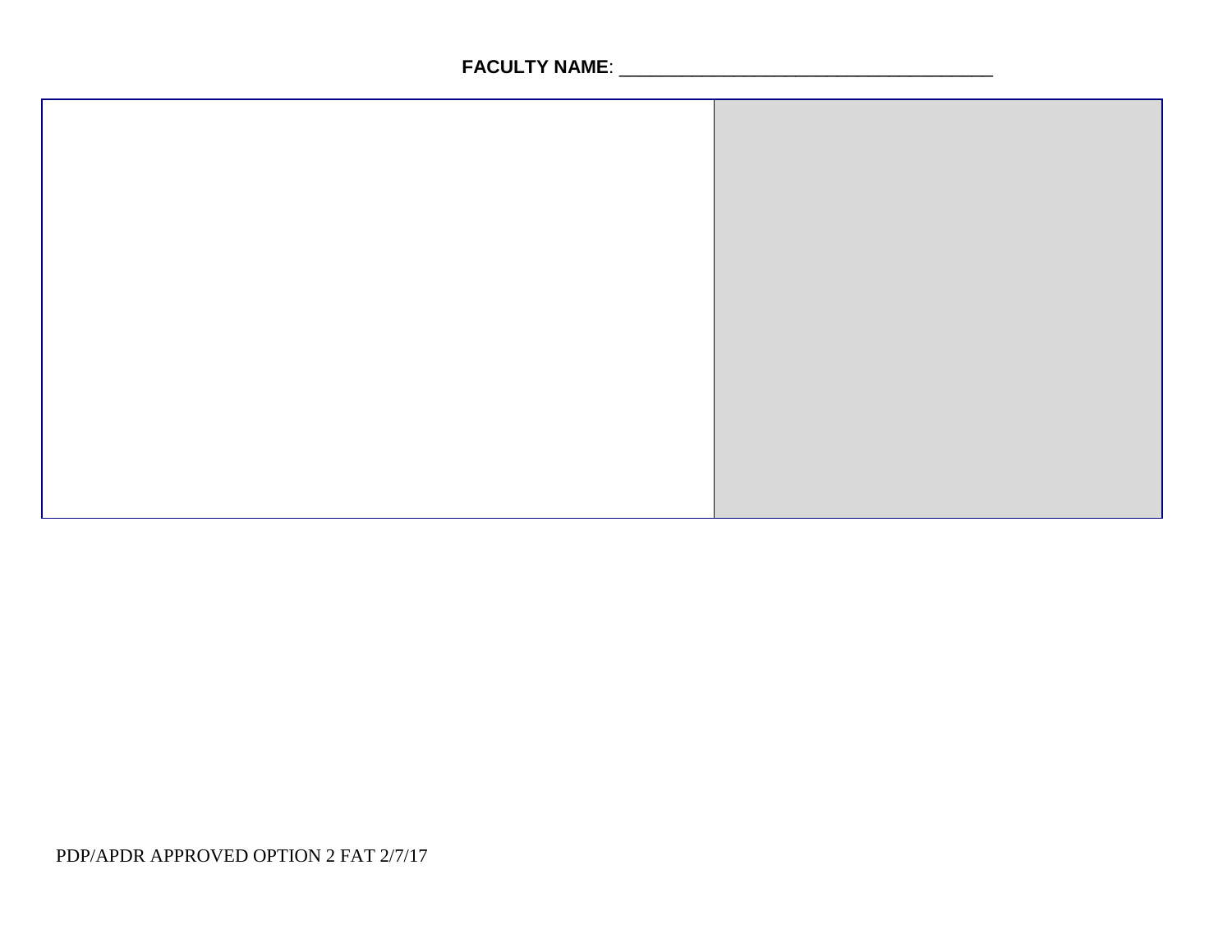**FACULTY NAME**: ___________________________________

| | |
|---|---|
| | |

PDP/APDR APPROVED OPTION 2 FAT 2/7/17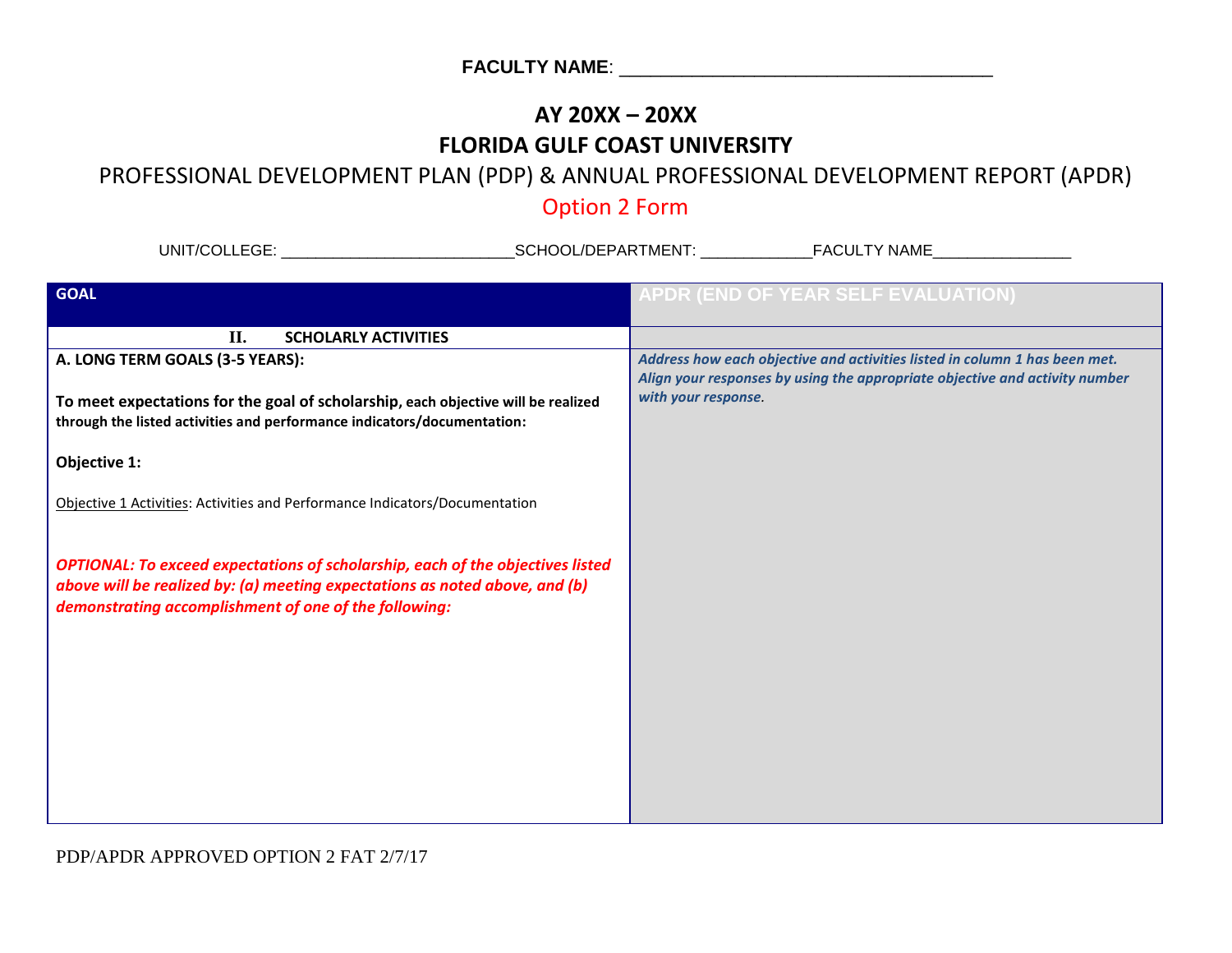**FACULTY NAME**: ____________________________________

# AY 20XX – 20XX

# FLORIDA GULF COAST UNIVERSITY

## PROFESSIONAL DEVELOPMENT PLAN (PDP) & ANNUAL PROFESSIONAL DEVELOPMENT REPORT (APDR)

## Option 2 Form

UNIT/COLLEGE: _________________________SCHOOL/DEPARTMENT: ____________FACULTY NAME_______________

| GOAL | APDR (END OF YEAR SELF EVALUATION) |
|---|---|
| **II. SCHOLARLY ACTIVITIES** | |
| **A. LONG TERM GOALS (3-5 YEARS):**<br><br>**To meet expectations for the goal of scholarship, each objective will be realized through the listed activities and performance indicators/documentation:**<br><br>**Objective 1:**<br><br>Objective 1 Activities: Activities and Performance Indicators/Documentation<br><br>***OPTIONAL: To exceed expectations of scholarship, each of the objectives listed above will be realized by: (a) meeting expectations as noted above, and (b) demonstrating accomplishment of one of the following:*** | ***Address how each objective and activities listed in column 1 has been met. Align your responses by using the appropriate objective and activity number with your response.*** |

PDP/APDR APPROVED OPTION 2 FAT 2/7/17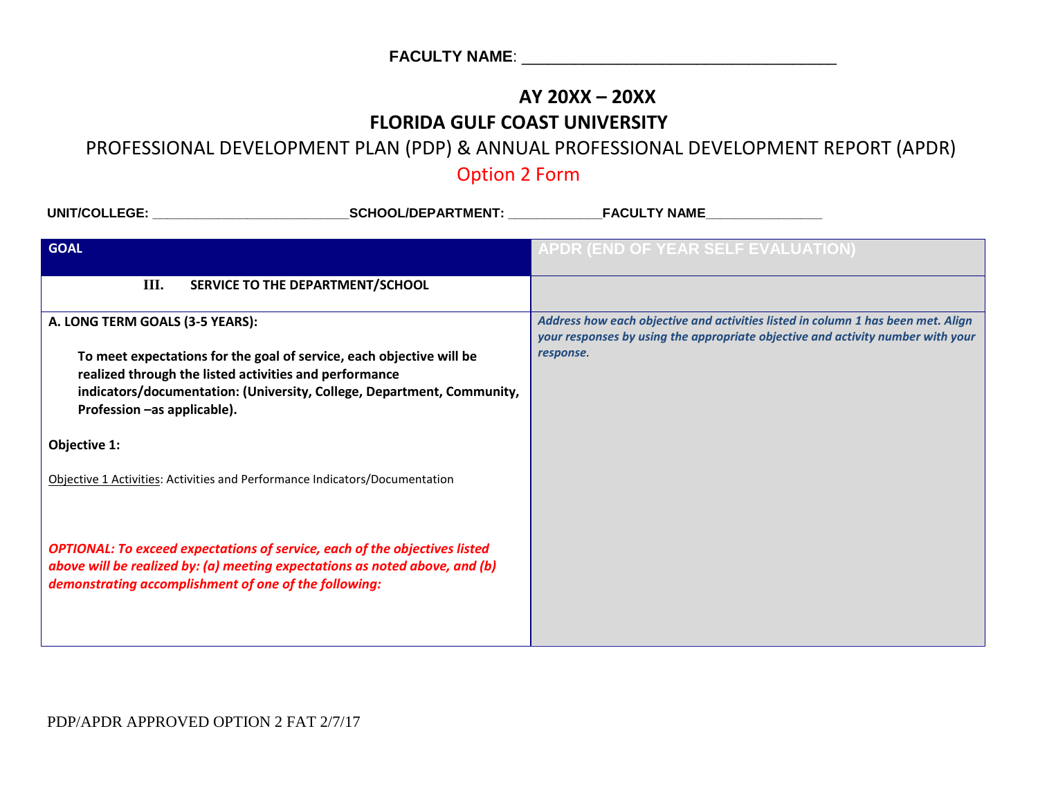**FACULTY NAME**: ___________________________________

**AY 20XX – 20XX**

**FLORIDA GULF COAST UNIVERSITY**

PROFESSIONAL DEVELOPMENT PLAN (PDP) & ANNUAL PROFESSIONAL DEVELOPMENT REPORT (APDR)

Option 2 Form

**UNIT/COLLEGE:** ___________________________ **SCHOOL/DEPARTMENT:** ____________ **FACULTY NAME** _______________

| GOAL | APDR (END OF YEAR SELF EVALUATION) |
|---|---|
| **III. SERVICE TO THE DEPARTMENT/SCHOOL** | |
| **A. LONG TERM GOALS (3-5 YEARS):**<br><br>**To meet expectations for the goal of service, each objective will be realized through the listed activities and performance indicators/documentation: (University, College, Department, Community, Profession –as applicable).**<br><br>**Objective 1:**<br><br>Objective 1 Activities: Activities and Performance Indicators/Documentation<br><br>***OPTIONAL: To exceed expectations of service, each of the objectives listed above will be realized by: (a) meeting expectations as noted above, and (b) demonstrating accomplishment of one of the following:*** | ***Address how each objective and activities listed in column 1 has been met. Align your responses by using the appropriate objective and activity number with your response.*** |

PDP/APDR APPROVED OPTION 2 FAT 2/7/17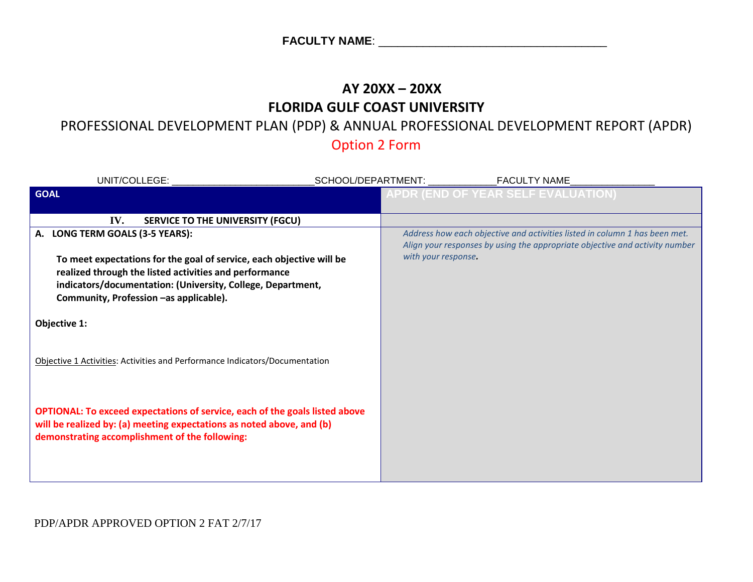**FACULTY NAME**: ____________________________________

# AY 20XX – 20XX
## FLORIDA GULF COAST UNIVERSITY
### PROFESSIONAL DEVELOPMENT PLAN (PDP) & ANNUAL PROFESSIONAL DEVELOPMENT REPORT (APDR)
### Option 2 Form

UNIT/COLLEGE: _________________________SCHOOL/DEPARTMENT: ____________FACULTY NAME_______________

| GOAL | APDR (END OF YEAR SELF EVALUATION) |
|---|---|
| **IV. SERVICE TO THE UNIVERSITY (FGCU)** | |
| **A. LONG TERM GOALS (3-5 YEARS):**<br><br>**To meet expectations for the goal of service, each objective will be realized through the listed activities and performance indicators/documentation: (University, College, Department, Community, Profession –as applicable).**<br><br>**Objective 1:**<br><br>Objective 1 Activities: Activities and Performance Indicators/Documentation<br><br>**OPTIONAL: To exceed expectations of service, each of the goals listed above will be realized by: (a) meeting expectations as noted above, and (b) demonstrating accomplishment of the following:** | *Address how each objective and activities listed in column 1 has been met. Align your responses by using the appropriate objective and activity number with your response.* |

PDP/APDR APPROVED OPTION 2 FAT 2/7/17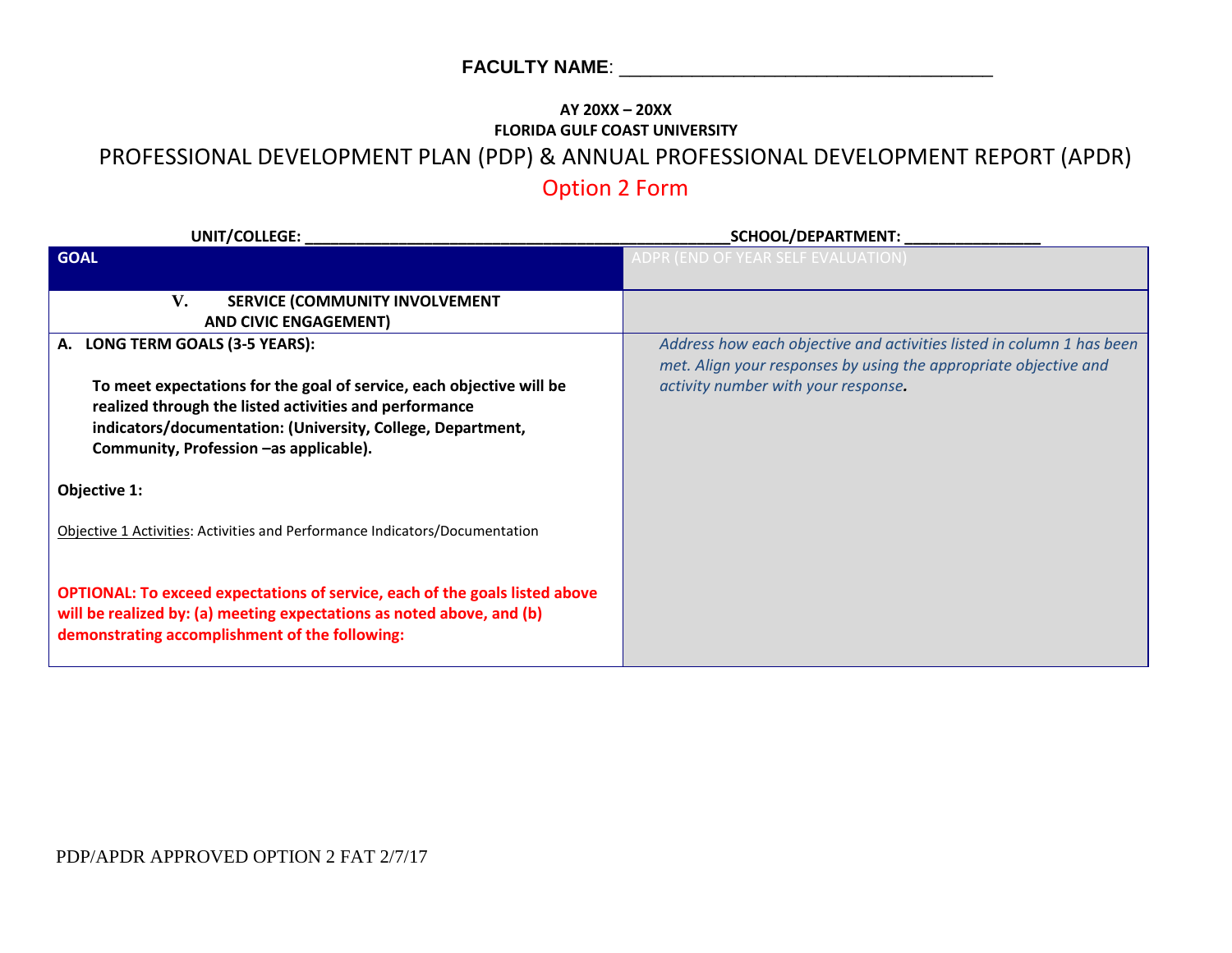**FACULTY NAME**: ____________________________________

**AY 20XX – 20XX**
**FLORIDA GULF COAST UNIVERSITY**

# PROFESSIONAL DEVELOPMENT PLAN (PDP) & ANNUAL PROFESSIONAL DEVELOPMENT REPORT (APDR)

## Option 2 Form

**UNIT/COLLEGE: ________________________________________________SCHOOL/DEPARTMENT: _______________**

| GOAL | ADPR (END OF YEAR SELF EVALUATION) |
|---|---|
| **V. SERVICE (COMMUNITY INVOLVEMENT AND CIVIC ENGAGEMENT)** | |
| **A. LONG TERM GOALS (3-5 YEARS):**<br><br>**To meet expectations for the goal of service, each objective will be realized through the listed activities and performance indicators/documentation: (University, College, Department, Community, Profession –as applicable).**<br><br>**Objective 1:**<br><br>Objective 1 Activities: Activities and Performance Indicators/Documentation<br><br>**OPTIONAL: To exceed expectations of service, each of the goals listed above will be realized by: (a) meeting expectations as noted above, and (b) demonstrating accomplishment of the following:** | *Address how each objective and activities listed in column 1 has been met. Align your responses by using the appropriate objective and activity number with your response.* |

PDP/APDR APPROVED OPTION 2 FAT 2/7/17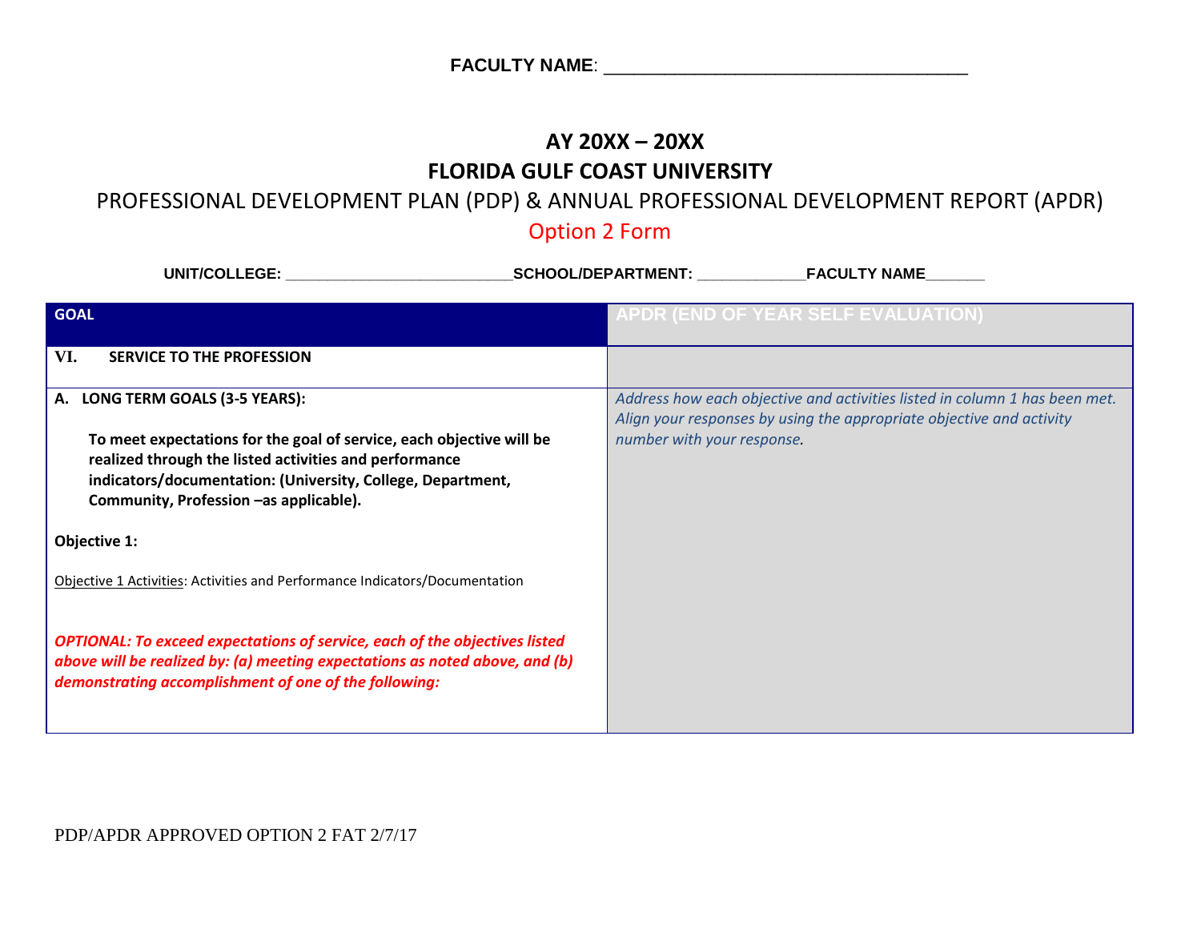**FACULTY NAME**: ___________________________________

**AY 20XX – 20XX**

**FLORIDA GULF COAST UNIVERSITY**

PROFESSIONAL DEVELOPMENT PLAN (PDP) & ANNUAL PROFESSIONAL DEVELOPMENT REPORT (APDR)

Option 2 Form

**UNIT/COLLEGE:** __________________________**SCHOOL/DEPARTMENT:** ____________**FACULTY NAME**______

| GOAL | APDR (END OF YEAR SELF EVALUATION) |
|---|---|
| **VI. SERVICE TO THE PROFESSION** | |
| **A. LONG TERM GOALS (3-5 YEARS):**<br><br>**To meet expectations for the goal of service, each objective will be realized through the listed activities and performance indicators/documentation: (University, College, Department, Community, Profession –as applicable).**<br><br>**Objective 1:**<br><br>Objective 1 Activities: Activities and Performance Indicators/Documentation<br><br>***OPTIONAL: To exceed expectations of service, each of the objectives listed above will be realized by: (a) meeting expectations as noted above, and (b) demonstrating accomplishment of one of the following:*** | *Address how each objective and activities listed in column 1 has been met. Align your responses by using the appropriate objective and activity number with your response.* |

PDP/APDR APPROVED OPTION 2 FAT 2/7/17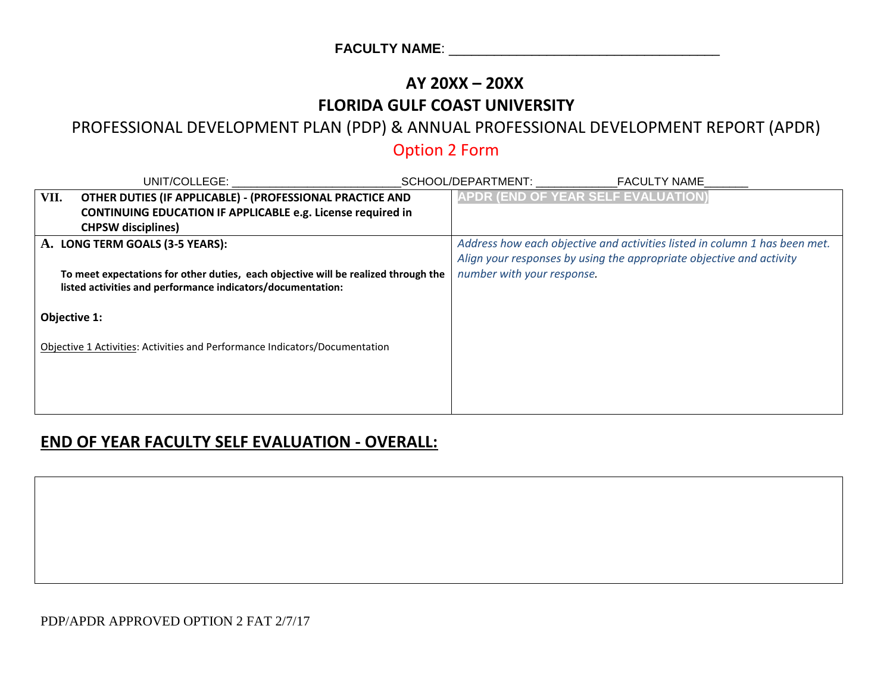**FACULTY NAME**: ____________________________________

## AY 20XX – 20XX

## FLORIDA GULF COAST UNIVERSITY

PROFESSIONAL DEVELOPMENT PLAN (PDP) & ANNUAL PROFESSIONAL DEVELOPMENT REPORT (APDR)

Option 2 Form

UNIT/COLLEGE: __________________________SCHOOL/DEPARTMENT: ____________FACULTY NAME_______

| **VII. OTHER DUTIES (IF APPLICABLE) - (PROFESSIONAL PRACTICE AND CONTINUING EDUCATION IF APPLICABLE e.g. License required in CHPSW disciplines)** | **APDR (END OF YEAR SELF EVALUATION)** |
|---|---|
| **A. LONG TERM GOALS (3-5 YEARS):**<br><br>**To meet expectations for other duties, each objective will be realized through the listed activities and performance indicators/documentation:**<br><br>**Objective 1:**<br><br>Objective 1 Activities: Activities and Performance Indicators/Documentation | *Address how each objective and activities listed in column 1 has been met. Align your responses by using the appropriate objective and activity number with your response.* |

## END OF YEAR FACULTY SELF EVALUATION - OVERALL:

| |
|---|
| |

PDP/APDR APPROVED OPTION 2 FAT 2/7/17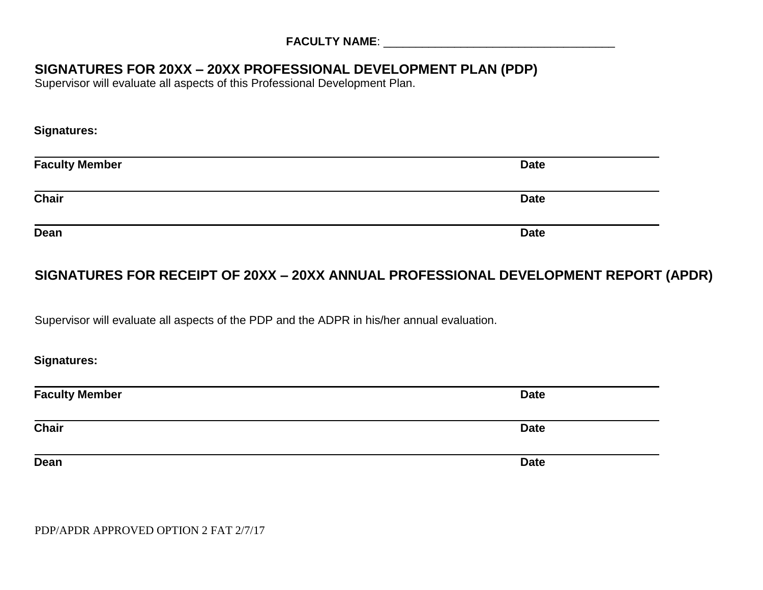**FACULTY NAME**: ______________________________________

## SIGNATURES FOR 20XX – 20XX PROFESSIONAL DEVELOPMENT PLAN (PDP)

Supervisor will evaluate all aspects of this Professional Development Plan.

**Signatures:**

_______________________________________________________________________________

**Faculty Member** **Date**

_______________________________________________________________________________

**Chair** **Date**

_______________________________________________________________________________

**Dean** **Date**

## SIGNATURES FOR RECEIPT OF 20XX – 20XX ANNUAL PROFESSIONAL DEVELOPMENT REPORT (APDR)

Supervisor will evaluate all aspects of the PDP and the ADPR in his/her annual evaluation.

**Signatures:**

_______________________________________________________________________________

**Faculty Member** **Date**

_______________________________________________________________________________

**Chair** **Date**

_______________________________________________________________________________

**Dean** **Date**

PDP/APDR APPROVED OPTION 2 FAT 2/7/17